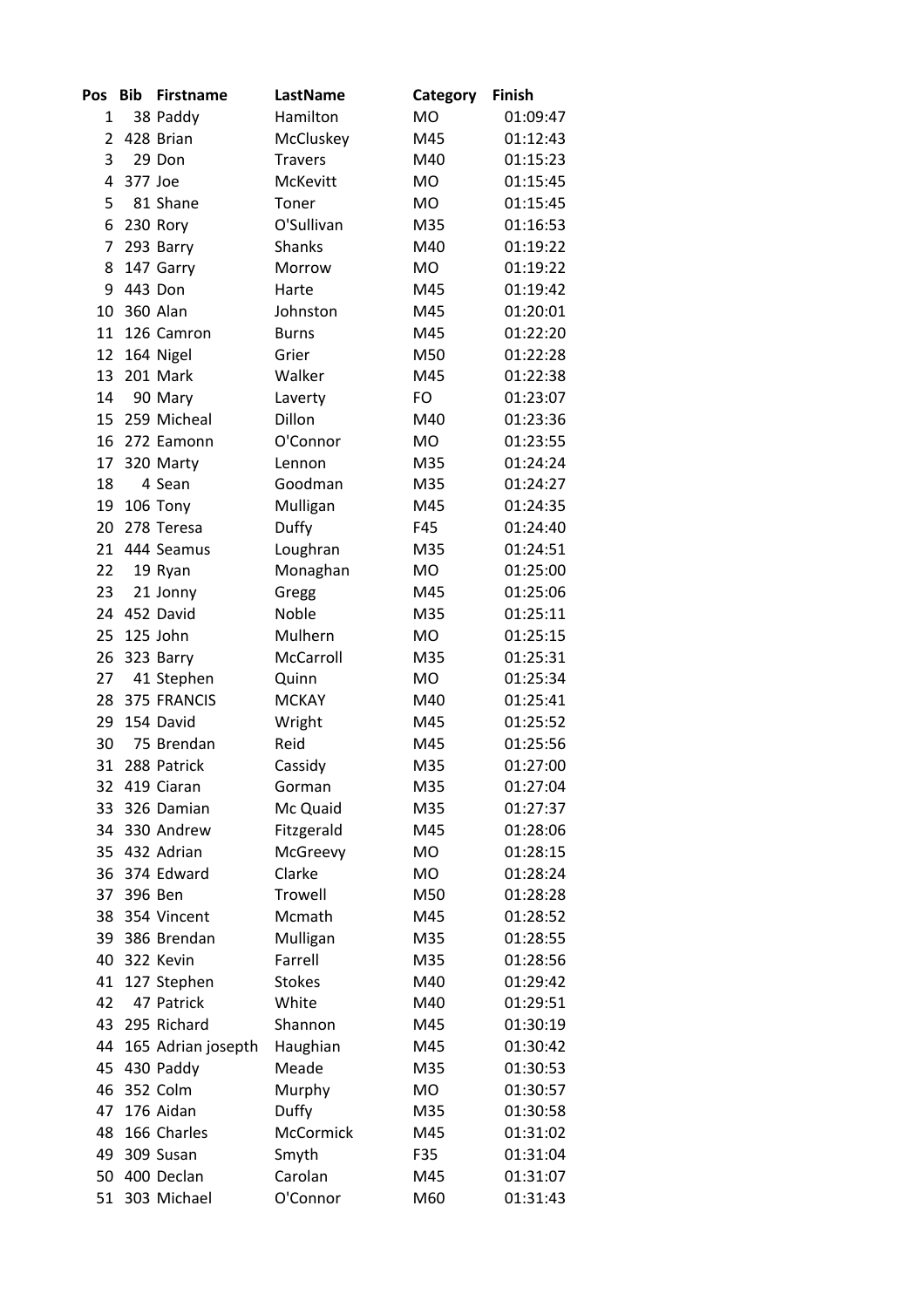| Pos | Bib | Firstname | LastName | Category | Finish |
| --- | --- | --- | --- | --- | --- |
| 1 | 38 | Paddy | Hamilton | MO | 01:09:47 |
| 2 | 428 | Brian | McCluskey | M45 | 01:12:43 |
| 3 | 29 | Don | Travers | M40 | 01:15:23 |
| 4 | 377 | Joe | McKevitt | MO | 01:15:45 |
| 5 | 81 | Shane | Toner | MO | 01:15:45 |
| 6 | 230 | Rory | O'Sullivan | M35 | 01:16:53 |
| 7 | 293 | Barry | Shanks | M40 | 01:19:22 |
| 8 | 147 | Garry | Morrow | MO | 01:19:22 |
| 9 | 443 | Don | Harte | M45 | 01:19:42 |
| 10 | 360 | Alan | Johnston | M45 | 01:20:01 |
| 11 | 126 | Camron | Burns | M45 | 01:22:20 |
| 12 | 164 | Nigel | Grier | M50 | 01:22:28 |
| 13 | 201 | Mark | Walker | M45 | 01:22:38 |
| 14 | 90 | Mary | Laverty | FO | 01:23:07 |
| 15 | 259 | Micheal | Dillon | M40 | 01:23:36 |
| 16 | 272 | Eamonn | O'Connor | MO | 01:23:55 |
| 17 | 320 | Marty | Lennon | M35 | 01:24:24 |
| 18 | 4 | Sean | Goodman | M35 | 01:24:27 |
| 19 | 106 | Tony | Mulligan | M45 | 01:24:35 |
| 20 | 278 | Teresa | Duffy | F45 | 01:24:40 |
| 21 | 444 | Seamus | Loughran | M35 | 01:24:51 |
| 22 | 19 | Ryan | Monaghan | MO | 01:25:00 |
| 23 | 21 | Jonny | Gregg | M45 | 01:25:06 |
| 24 | 452 | David | Noble | M35 | 01:25:11 |
| 25 | 125 | John | Mulhern | MO | 01:25:15 |
| 26 | 323 | Barry | McCarroll | M35 | 01:25:31 |
| 27 | 41 | Stephen | Quinn | MO | 01:25:34 |
| 28 | 375 | FRANCIS | MCKAY | M40 | 01:25:41 |
| 29 | 154 | David | Wright | M45 | 01:25:52 |
| 30 | 75 | Brendan | Reid | M45 | 01:25:56 |
| 31 | 288 | Patrick | Cassidy | M35 | 01:27:00 |
| 32 | 419 | Ciaran | Gorman | M35 | 01:27:04 |
| 33 | 326 | Damian | Mc Quaid | M35 | 01:27:37 |
| 34 | 330 | Andrew | Fitzgerald | M45 | 01:28:06 |
| 35 | 432 | Adrian | McGreevy | MO | 01:28:15 |
| 36 | 374 | Edward | Clarke | MO | 01:28:24 |
| 37 | 396 | Ben | Trowell | M50 | 01:28:28 |
| 38 | 354 | Vincent | Mcmath | M45 | 01:28:52 |
| 39 | 386 | Brendan | Mulligan | M35 | 01:28:55 |
| 40 | 322 | Kevin | Farrell | M35 | 01:28:56 |
| 41 | 127 | Stephen | Stokes | M40 | 01:29:42 |
| 42 | 47 | Patrick | White | M40 | 01:29:51 |
| 43 | 295 | Richard | Shannon | M45 | 01:30:19 |
| 44 | 165 | Adrian josepth | Haughian | M45 | 01:30:42 |
| 45 | 430 | Paddy | Meade | M35 | 01:30:53 |
| 46 | 352 | Colm | Murphy | MO | 01:30:57 |
| 47 | 176 | Aidan | Duffy | M35 | 01:30:58 |
| 48 | 166 | Charles | McCormick | M45 | 01:31:02 |
| 49 | 309 | Susan | Smyth | F35 | 01:31:04 |
| 50 | 400 | Declan | Carolan | M45 | 01:31:07 |
| 51 | 303 | Michael | O'Connor | M60 | 01:31:43 |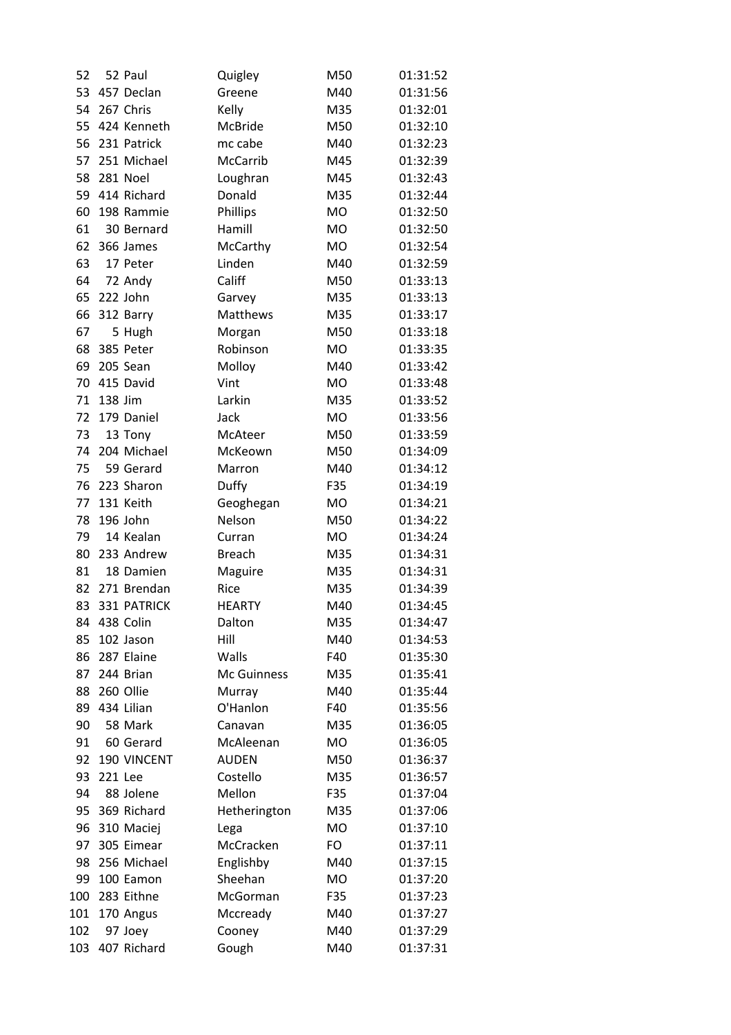| | | | | | |
|---|---|---|---|---|---|
| 52 | 52 | Paul | Quigley | M50 | 01:31:52 |
| 53 | 457 | Declan | Greene | M40 | 01:31:56 |
| 54 | 267 | Chris | Kelly | M35 | 01:32:01 |
| 55 | 424 | Kenneth | McBride | M50 | 01:32:10 |
| 56 | 231 | Patrick | mc cabe | M40 | 01:32:23 |
| 57 | 251 | Michael | McCarrib | M45 | 01:32:39 |
| 58 | 281 | Noel | Loughran | M45 | 01:32:43 |
| 59 | 414 | Richard | Donald | M35 | 01:32:44 |
| 60 | 198 | Rammie | Phillips | MO | 01:32:50 |
| 61 | 30 | Bernard | Hamill | MO | 01:32:50 |
| 62 | 366 | James | McCarthy | MO | 01:32:54 |
| 63 | 17 | Peter | Linden | M40 | 01:32:59 |
| 64 | 72 | Andy | Califf | M50 | 01:33:13 |
| 65 | 222 | John | Garvey | M35 | 01:33:13 |
| 66 | 312 | Barry | Matthews | M35 | 01:33:17 |
| 67 | 5 | Hugh | Morgan | M50 | 01:33:18 |
| 68 | 385 | Peter | Robinson | MO | 01:33:35 |
| 69 | 205 | Sean | Molloy | M40 | 01:33:42 |
| 70 | 415 | David | Vint | MO | 01:33:48 |
| 71 | 138 | Jim | Larkin | M35 | 01:33:52 |
| 72 | 179 | Daniel | Jack | MO | 01:33:56 |
| 73 | 13 | Tony | McAteer | M50 | 01:33:59 |
| 74 | 204 | Michael | McKeown | M50 | 01:34:09 |
| 75 | 59 | Gerard | Marron | M40 | 01:34:12 |
| 76 | 223 | Sharon | Duffy | F35 | 01:34:19 |
| 77 | 131 | Keith | Geoghegan | MO | 01:34:21 |
| 78 | 196 | John | Nelson | M50 | 01:34:22 |
| 79 | 14 | Kealan | Curran | MO | 01:34:24 |
| 80 | 233 | Andrew | Breach | M35 | 01:34:31 |
| 81 | 18 | Damien | Maguire | M35 | 01:34:31 |
| 82 | 271 | Brendan | Rice | M35 | 01:34:39 |
| 83 | 331 | PATRICK | HEARTY | M40 | 01:34:45 |
| 84 | 438 | Colin | Dalton | M35 | 01:34:47 |
| 85 | 102 | Jason | Hill | M40 | 01:34:53 |
| 86 | 287 | Elaine | Walls | F40 | 01:35:30 |
| 87 | 244 | Brian | Mc Guinness | M35 | 01:35:41 |
| 88 | 260 | Ollie | Murray | M40 | 01:35:44 |
| 89 | 434 | Lilian | O'Hanlon | F40 | 01:35:56 |
| 90 | 58 | Mark | Canavan | M35 | 01:36:05 |
| 91 | 60 | Gerard | McAleenan | MO | 01:36:05 |
| 92 | 190 | VINCENT | AUDEN | M50 | 01:36:37 |
| 93 | 221 | Lee | Costello | M35 | 01:36:57 |
| 94 | 88 | Jolene | Mellon | F35 | 01:37:04 |
| 95 | 369 | Richard | Hetherington | M35 | 01:37:06 |
| 96 | 310 | Maciej | Lega | MO | 01:37:10 |
| 97 | 305 | Eimear | McCracken | FO | 01:37:11 |
| 98 | 256 | Michael | Englishby | M40 | 01:37:15 |
| 99 | 100 | Eamon | Sheehan | MO | 01:37:20 |
| 100 | 283 | Eithne | McGorman | F35 | 01:37:23 |
| 101 | 170 | Angus | Mccready | M40 | 01:37:27 |
| 102 | 97 | Joey | Cooney | M40 | 01:37:29 |
| 103 | 407 | Richard | Gough | M40 | 01:37:31 |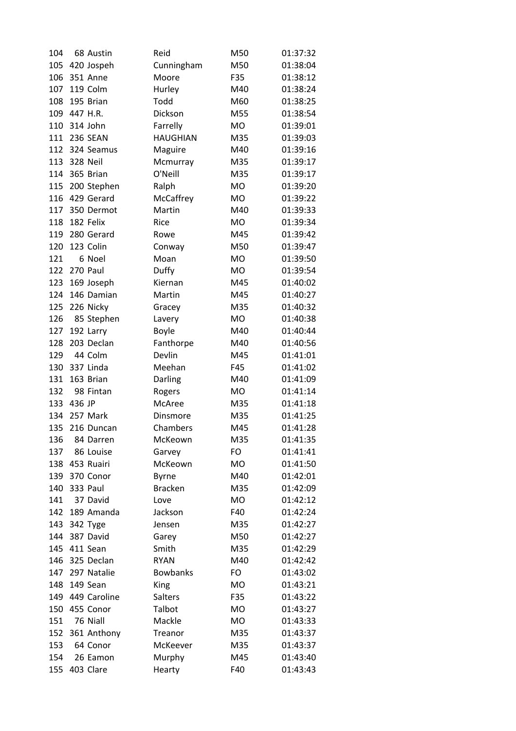| | | | | | |
|---|---|---|---|---|---|
| 104 | 68 | Austin | Reid | M50 | 01:37:32 |
| 105 | 420 | Jospeh | Cunningham | M50 | 01:38:04 |
| 106 | 351 | Anne | Moore | F35 | 01:38:12 |
| 107 | 119 | Colm | Hurley | M40 | 01:38:24 |
| 108 | 195 | Brian | Todd | M60 | 01:38:25 |
| 109 | 447 | H.R. | Dickson | M55 | 01:38:54 |
| 110 | 314 | John | Farrelly | MO | 01:39:01 |
| 111 | 236 | SEAN | HAUGHIAN | M35 | 01:39:03 |
| 112 | 324 | Seamus | Maguire | M40 | 01:39:16 |
| 113 | 328 | Neil | Mcmurray | M35 | 01:39:17 |
| 114 | 365 | Brian | O'Neill | M35 | 01:39:17 |
| 115 | 200 | Stephen | Ralph | MO | 01:39:20 |
| 116 | 429 | Gerard | McCaffrey | MO | 01:39:22 |
| 117 | 350 | Dermot | Martin | M40 | 01:39:33 |
| 118 | 182 | Felix | Rice | MO | 01:39:34 |
| 119 | 280 | Gerard | Rowe | M45 | 01:39:42 |
| 120 | 123 | Colin | Conway | M50 | 01:39:47 |
| 121 | 6 | Noel | Moan | MO | 01:39:50 |
| 122 | 270 | Paul | Duffy | MO | 01:39:54 |
| 123 | 169 | Joseph | Kiernan | M45 | 01:40:02 |
| 124 | 146 | Damian | Martin | M45 | 01:40:27 |
| 125 | 226 | Nicky | Gracey | M35 | 01:40:32 |
| 126 | 85 | Stephen | Lavery | MO | 01:40:38 |
| 127 | 192 | Larry | Boyle | M40 | 01:40:44 |
| 128 | 203 | Declan | Fanthorpe | M40 | 01:40:56 |
| 129 | 44 | Colm | Devlin | M45 | 01:41:01 |
| 130 | 337 | Linda | Meehan | F45 | 01:41:02 |
| 131 | 163 | Brian | Darling | M40 | 01:41:09 |
| 132 | 98 | Fintan | Rogers | MO | 01:41:14 |
| 133 | 436 | JP | McAree | M35 | 01:41:18 |
| 134 | 257 | Mark | Dinsmore | M35 | 01:41:25 |
| 135 | 216 | Duncan | Chambers | M45 | 01:41:28 |
| 136 | 84 | Darren | McKeown | M35 | 01:41:35 |
| 137 | 86 | Louise | Garvey | FO | 01:41:41 |
| 138 | 453 | Ruairi | McKeown | MO | 01:41:50 |
| 139 | 370 | Conor | Byrne | M40 | 01:42:01 |
| 140 | 333 | Paul | Bracken | M35 | 01:42:09 |
| 141 | 37 | David | Love | MO | 01:42:12 |
| 142 | 189 | Amanda | Jackson | F40 | 01:42:24 |
| 143 | 342 | Tyge | Jensen | M35 | 01:42:27 |
| 144 | 387 | David | Garey | M50 | 01:42:27 |
| 145 | 411 | Sean | Smith | M35 | 01:42:29 |
| 146 | 325 | Declan | RYAN | M40 | 01:42:42 |
| 147 | 297 | Natalie | Bowbanks | FO | 01:43:02 |
| 148 | 149 | Sean | King | MO | 01:43:21 |
| 149 | 449 | Caroline | Salters | F35 | 01:43:22 |
| 150 | 455 | Conor | Talbot | MO | 01:43:27 |
| 151 | 76 | Niall | Mackle | MO | 01:43:33 |
| 152 | 361 | Anthony | Treanor | M35 | 01:43:37 |
| 153 | 64 | Conor | McKeever | M35 | 01:43:37 |
| 154 | 26 | Eamon | Murphy | M45 | 01:43:40 |
| 155 | 403 | Clare | Hearty | F40 | 01:43:43 |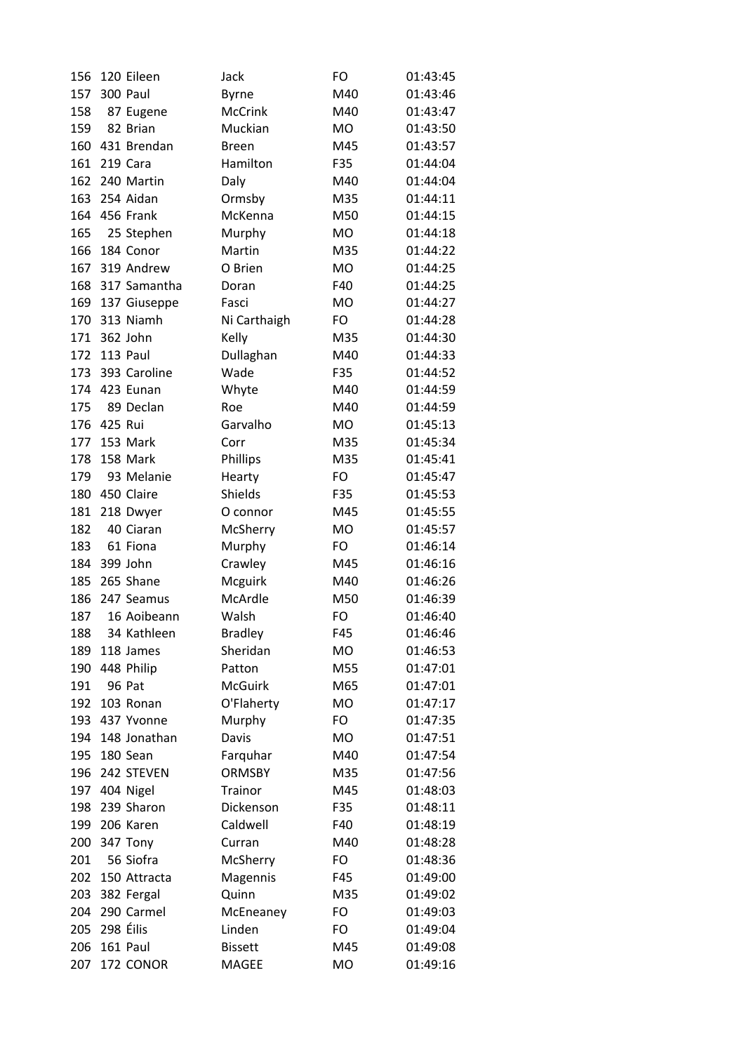| | | | | | |
|---|---|---|---|---|---|
| 156 | 120 | Eileen | Jack | FO | 01:43:45 |
| 157 | 300 | Paul | Byrne | M40 | 01:43:46 |
| 158 | 87 | Eugene | McCrink | M40 | 01:43:47 |
| 159 | 82 | Brian | Muckian | MO | 01:43:50 |
| 160 | 431 | Brendan | Breen | M45 | 01:43:57 |
| 161 | 219 | Cara | Hamilton | F35 | 01:44:04 |
| 162 | 240 | Martin | Daly | M40 | 01:44:04 |
| 163 | 254 | Aidan | Ormsby | M35 | 01:44:11 |
| 164 | 456 | Frank | McKenna | M50 | 01:44:15 |
| 165 | 25 | Stephen | Murphy | MO | 01:44:18 |
| 166 | 184 | Conor | Martin | M35 | 01:44:22 |
| 167 | 319 | Andrew | O Brien | MO | 01:44:25 |
| 168 | 317 | Samantha | Doran | F40 | 01:44:25 |
| 169 | 137 | Giuseppe | Fasci | MO | 01:44:27 |
| 170 | 313 | Niamh | Ni Carthaigh | FO | 01:44:28 |
| 171 | 362 | John | Kelly | M35 | 01:44:30 |
| 172 | 113 | Paul | Dullaghan | M40 | 01:44:33 |
| 173 | 393 | Caroline | Wade | F35 | 01:44:52 |
| 174 | 423 | Eunan | Whyte | M40 | 01:44:59 |
| 175 | 89 | Declan | Roe | M40 | 01:44:59 |
| 176 | 425 | Rui | Garvalho | MO | 01:45:13 |
| 177 | 153 | Mark | Corr | M35 | 01:45:34 |
| 178 | 158 | Mark | Phillips | M35 | 01:45:41 |
| 179 | 93 | Melanie | Hearty | FO | 01:45:47 |
| 180 | 450 | Claire | Shields | F35 | 01:45:53 |
| 181 | 218 | Dwyer | O connor | M45 | 01:45:55 |
| 182 | 40 | Ciaran | McSherry | MO | 01:45:57 |
| 183 | 61 | Fiona | Murphy | FO | 01:46:14 |
| 184 | 399 | John | Crawley | M45 | 01:46:16 |
| 185 | 265 | Shane | Mcguirk | M40 | 01:46:26 |
| 186 | 247 | Seamus | McArdle | M50 | 01:46:39 |
| 187 | 16 | Aoibeann | Walsh | FO | 01:46:40 |
| 188 | 34 | Kathleen | Bradley | F45 | 01:46:46 |
| 189 | 118 | James | Sheridan | MO | 01:46:53 |
| 190 | 448 | Philip | Patton | M55 | 01:47:01 |
| 191 | 96 | Pat | McGuirk | M65 | 01:47:01 |
| 192 | 103 | Ronan | O'Flaherty | MO | 01:47:17 |
| 193 | 437 | Yvonne | Murphy | FO | 01:47:35 |
| 194 | 148 | Jonathan | Davis | MO | 01:47:51 |
| 195 | 180 | Sean | Farquhar | M40 | 01:47:54 |
| 196 | 242 | STEVEN | ORMSBY | M35 | 01:47:56 |
| 197 | 404 | Nigel | Trainor | M45 | 01:48:03 |
| 198 | 239 | Sharon | Dickenson | F35 | 01:48:11 |
| 199 | 206 | Karen | Caldwell | F40 | 01:48:19 |
| 200 | 347 | Tony | Curran | M40 | 01:48:28 |
| 201 | 56 | Siofra | McSherry | FO | 01:48:36 |
| 202 | 150 | Attracta | Magennis | F45 | 01:49:00 |
| 203 | 382 | Fergal | Quinn | M35 | 01:49:02 |
| 204 | 290 | Carmel | McEneaney | FO | 01:49:03 |
| 205 | 298 | Éilis | Linden | FO | 01:49:04 |
| 206 | 161 | Paul | Bissett | M45 | 01:49:08 |
| 207 | 172 | CONOR | MAGEE | MO | 01:49:16 |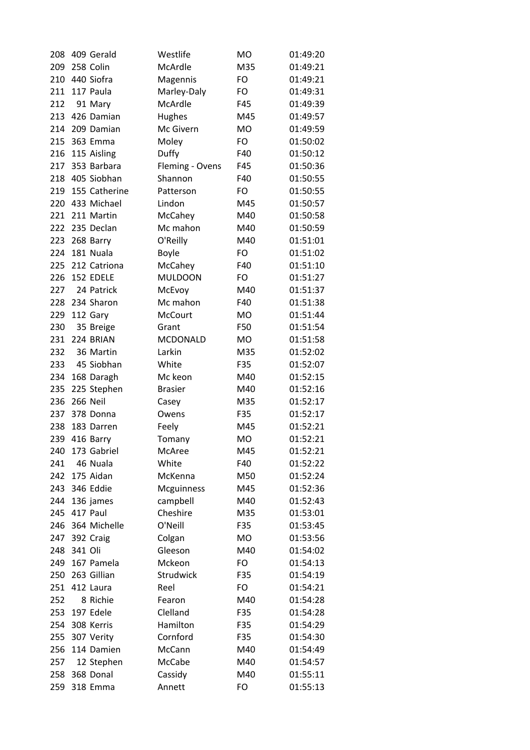| | | | | | |
|---|---|---|---|---|---|
| 208 | 409 | Gerald | Westlife | MO | 01:49:20 |
| 209 | 258 | Colin | McArdle | M35 | 01:49:21 |
| 210 | 440 | Siofra | Magennis | FO | 01:49:21 |
| 211 | 117 | Paula | Marley-Daly | FO | 01:49:31 |
| 212 | 91 | Mary | McArdle | F45 | 01:49:39 |
| 213 | 426 | Damian | Hughes | M45 | 01:49:57 |
| 214 | 209 | Damian | Mc Givern | MO | 01:49:59 |
| 215 | 363 | Emma | Moley | FO | 01:50:02 |
| 216 | 115 | Aisling | Duffy | F40 | 01:50:12 |
| 217 | 353 | Barbara | Fleming - Ovens | F45 | 01:50:36 |
| 218 | 405 | Siobhan | Shannon | F40 | 01:50:55 |
| 219 | 155 | Catherine | Patterson | FO | 01:50:55 |
| 220 | 433 | Michael | Lindon | M45 | 01:50:57 |
| 221 | 211 | Martin | McCahey | M40 | 01:50:58 |
| 222 | 235 | Declan | Mc mahon | M40 | 01:50:59 |
| 223 | 268 | Barry | O'Reilly | M40 | 01:51:01 |
| 224 | 181 | Nuala | Boyle | FO | 01:51:02 |
| 225 | 212 | Catriona | McCahey | F40 | 01:51:10 |
| 226 | 152 | EDELE | MULDOON | FO | 01:51:27 |
| 227 | 24 | Patrick | McEvoy | M40 | 01:51:37 |
| 228 | 234 | Sharon | Mc mahon | F40 | 01:51:38 |
| 229 | 112 | Gary | McCourt | MO | 01:51:44 |
| 230 | 35 | Breige | Grant | F50 | 01:51:54 |
| 231 | 224 | BRIAN | MCDONALD | MO | 01:51:58 |
| 232 | 36 | Martin | Larkin | M35 | 01:52:02 |
| 233 | 45 | Siobhan | White | F35 | 01:52:07 |
| 234 | 168 | Daragh | Mc keon | M40 | 01:52:15 |
| 235 | 225 | Stephen | Brasier | M40 | 01:52:16 |
| 236 | 266 | Neil | Casey | M35 | 01:52:17 |
| 237 | 378 | Donna | Owens | F35 | 01:52:17 |
| 238 | 183 | Darren | Feely | M45 | 01:52:21 |
| 239 | 416 | Barry | Tomany | MO | 01:52:21 |
| 240 | 173 | Gabriel | McAree | M45 | 01:52:21 |
| 241 | 46 | Nuala | White | F40 | 01:52:22 |
| 242 | 175 | Aidan | McKenna | M50 | 01:52:24 |
| 243 | 346 | Eddie | Mcguinness | M45 | 01:52:36 |
| 244 | 136 | james | campbell | M40 | 01:52:43 |
| 245 | 417 | Paul | Cheshire | M35 | 01:53:01 |
| 246 | 364 | Michelle | O'Neill | F35 | 01:53:45 |
| 247 | 392 | Craig | Colgan | MO | 01:53:56 |
| 248 | 341 | Oli | Gleeson | M40 | 01:54:02 |
| 249 | 167 | Pamela | Mckeon | FO | 01:54:13 |
| 250 | 263 | Gillian | Strudwick | F35 | 01:54:19 |
| 251 | 412 | Laura | Reel | FO | 01:54:21 |
| 252 | 8 | Richie | Fearon | M40 | 01:54:28 |
| 253 | 197 | Edele | Clelland | F35 | 01:54:28 |
| 254 | 308 | Kerris | Hamilton | F35 | 01:54:29 |
| 255 | 307 | Verity | Cornford | F35 | 01:54:30 |
| 256 | 114 | Damien | McCann | M40 | 01:54:49 |
| 257 | 12 | Stephen | McCabe | M40 | 01:54:57 |
| 258 | 368 | Donal | Cassidy | M40 | 01:55:11 |
| 259 | 318 | Emma | Annett | FO | 01:55:13 |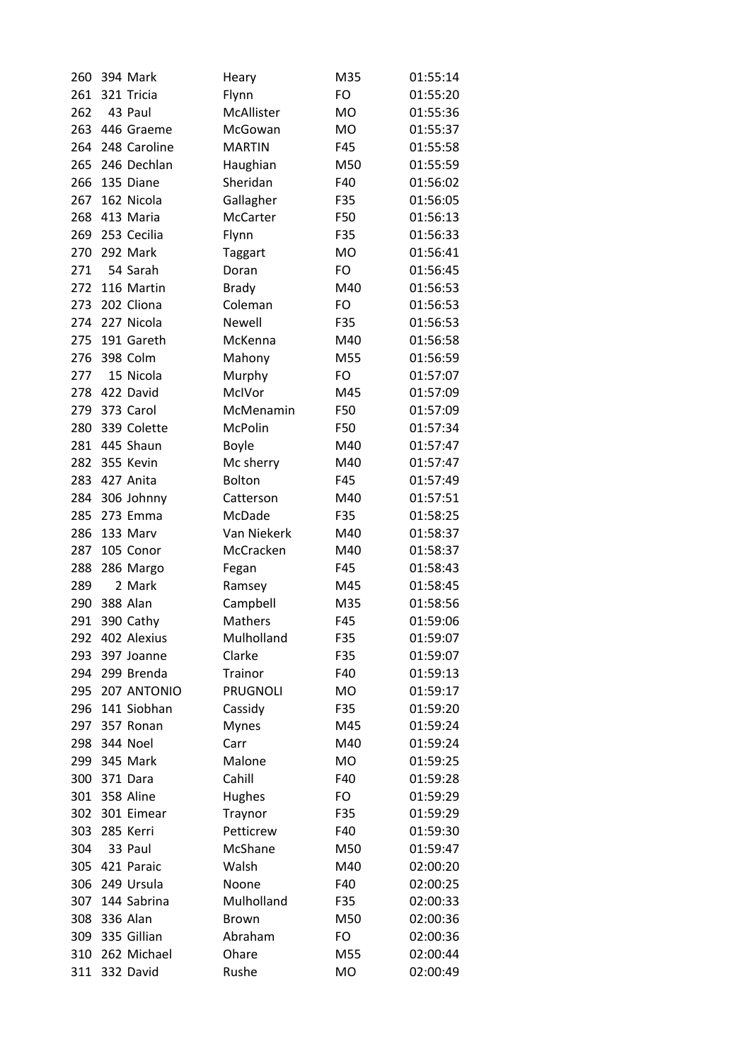| | | | | | |
|---|---|---|---|---|---|
| 260 | 394 | Mark | Heary | M35 | 01:55:14 |
| 261 | 321 | Tricia | Flynn | FO | 01:55:20 |
| 262 | 43 | Paul | McAllister | MO | 01:55:36 |
| 263 | 446 | Graeme | McGowan | MO | 01:55:37 |
| 264 | 248 | Caroline | MARTIN | F45 | 01:55:58 |
| 265 | 246 | Dechlan | Haughian | M50 | 01:55:59 |
| 266 | 135 | Diane | Sheridan | F40 | 01:56:02 |
| 267 | 162 | Nicola | Gallagher | F35 | 01:56:05 |
| 268 | 413 | Maria | McCarter | F50 | 01:56:13 |
| 269 | 253 | Cecilia | Flynn | F35 | 01:56:33 |
| 270 | 292 | Mark | Taggart | MO | 01:56:41 |
| 271 | 54 | Sarah | Doran | FO | 01:56:45 |
| 272 | 116 | Martin | Brady | M40 | 01:56:53 |
| 273 | 202 | Cliona | Coleman | FO | 01:56:53 |
| 274 | 227 | Nicola | Newell | F35 | 01:56:53 |
| 275 | 191 | Gareth | McKenna | M40 | 01:56:58 |
| 276 | 398 | Colm | Mahony | M55 | 01:56:59 |
| 277 | 15 | Nicola | Murphy | FO | 01:57:07 |
| 278 | 422 | David | McIVor | M45 | 01:57:09 |
| 279 | 373 | Carol | McMenamin | F50 | 01:57:09 |
| 280 | 339 | Colette | McPolin | F50 | 01:57:34 |
| 281 | 445 | Shaun | Boyle | M40 | 01:57:47 |
| 282 | 355 | Kevin | Mc sherry | M40 | 01:57:47 |
| 283 | 427 | Anita | Bolton | F45 | 01:57:49 |
| 284 | 306 | Johnny | Catterson | M40 | 01:57:51 |
| 285 | 273 | Emma | McDade | F35 | 01:58:25 |
| 286 | 133 | Marv | Van Niekerk | M40 | 01:58:37 |
| 287 | 105 | Conor | McCracken | M40 | 01:58:37 |
| 288 | 286 | Margo | Fegan | F45 | 01:58:43 |
| 289 | 2 | Mark | Ramsey | M45 | 01:58:45 |
| 290 | 388 | Alan | Campbell | M35 | 01:58:56 |
| 291 | 390 | Cathy | Mathers | F45 | 01:59:06 |
| 292 | 402 | Alexius | Mulholland | F35 | 01:59:07 |
| 293 | 397 | Joanne | Clarke | F35 | 01:59:07 |
| 294 | 299 | Brenda | Trainor | F40 | 01:59:13 |
| 295 | 207 | ANTONIO | PRUGNOLI | MO | 01:59:17 |
| 296 | 141 | Siobhan | Cassidy | F35 | 01:59:20 |
| 297 | 357 | Ronan | Mynes | M45 | 01:59:24 |
| 298 | 344 | Noel | Carr | M40 | 01:59:24 |
| 299 | 345 | Mark | Malone | MO | 01:59:25 |
| 300 | 371 | Dara | Cahill | F40 | 01:59:28 |
| 301 | 358 | Aline | Hughes | FO | 01:59:29 |
| 302 | 301 | Eimear | Traynor | F35 | 01:59:29 |
| 303 | 285 | Kerri | Petticrew | F40 | 01:59:30 |
| 304 | 33 | Paul | McShane | M50 | 01:59:47 |
| 305 | 421 | Paraic | Walsh | M40 | 02:00:20 |
| 306 | 249 | Ursula | Noone | F40 | 02:00:25 |
| 307 | 144 | Sabrina | Mulholland | F35 | 02:00:33 |
| 308 | 336 | Alan | Brown | M50 | 02:00:36 |
| 309 | 335 | Gillian | Abraham | FO | 02:00:36 |
| 310 | 262 | Michael | Ohare | M55 | 02:00:44 |
| 311 | 332 | David | Rushe | MO | 02:00:49 |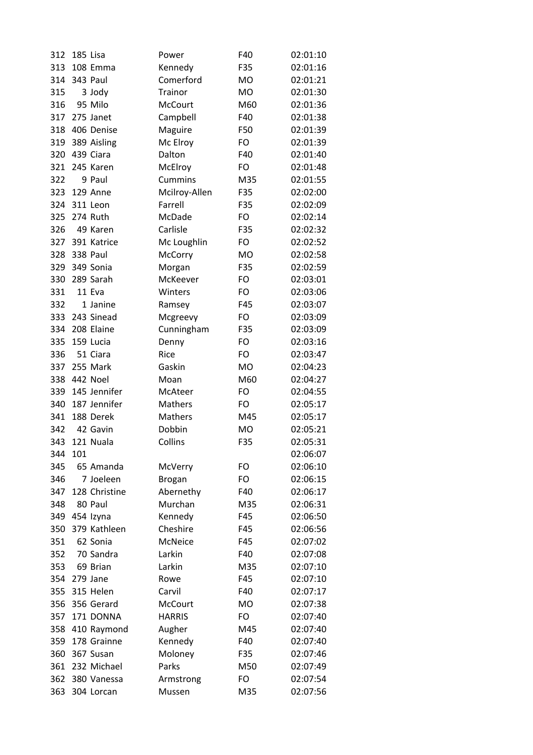| | | | | | |
|---|---|---|---|---|---|
| 312 | 185 | Lisa | Power | F40 | 02:01:10 |
| 313 | 108 | Emma | Kennedy | F35 | 02:01:16 |
| 314 | 343 | Paul | Comerford | MO | 02:01:21 |
| 315 | 3 | Jody | Trainor | MO | 02:01:30 |
| 316 | 95 | Milo | McCourt | M60 | 02:01:36 |
| 317 | 275 | Janet | Campbell | F40 | 02:01:38 |
| 318 | 406 | Denise | Maguire | F50 | 02:01:39 |
| 319 | 389 | Aisling | Mc Elroy | FO | 02:01:39 |
| 320 | 439 | Ciara | Dalton | F40 | 02:01:40 |
| 321 | 245 | Karen | McElroy | FO | 02:01:48 |
| 322 | 9 | Paul | Cummins | M35 | 02:01:55 |
| 323 | 129 | Anne | Mcilroy-Allen | F35 | 02:02:00 |
| 324 | 311 | Leon | Farrell | F35 | 02:02:09 |
| 325 | 274 | Ruth | McDade | FO | 02:02:14 |
| 326 | 49 | Karen | Carlisle | F35 | 02:02:32 |
| 327 | 391 | Katrice | Mc Loughlin | FO | 02:02:52 |
| 328 | 338 | Paul | McCorry | MO | 02:02:58 |
| 329 | 349 | Sonia | Morgan | F35 | 02:02:59 |
| 330 | 289 | Sarah | McKeever | FO | 02:03:01 |
| 331 | 11 | Eva | Winters | FO | 02:03:06 |
| 332 | 1 | Janine | Ramsey | F45 | 02:03:07 |
| 333 | 243 | Sinead | Mcgreevy | FO | 02:03:09 |
| 334 | 208 | Elaine | Cunningham | F35 | 02:03:09 |
| 335 | 159 | Lucia | Denny | FO | 02:03:16 |
| 336 | 51 | Ciara | Rice | FO | 02:03:47 |
| 337 | 255 | Mark | Gaskin | MO | 02:04:23 |
| 338 | 442 | Noel | Moan | M60 | 02:04:27 |
| 339 | 145 | Jennifer | McAteer | FO | 02:04:55 |
| 340 | 187 | Jennifer | Mathers | FO | 02:05:17 |
| 341 | 188 | Derek | Mathers | M45 | 02:05:17 |
| 342 | 42 | Gavin | Dobbin | MO | 02:05:21 |
| 343 | 121 | Nuala | Collins | F35 | 02:05:31 |
| 344 | 101 | | | | 02:06:07 |
| 345 | 65 | Amanda | McVerry | FO | 02:06:10 |
| 346 | 7 | Joeleen | Brogan | FO | 02:06:15 |
| 347 | 128 | Christine | Abernethy | F40 | 02:06:17 |
| 348 | 80 | Paul | Murchan | M35 | 02:06:31 |
| 349 | 454 | Izyna | Kennedy | F45 | 02:06:50 |
| 350 | 379 | Kathleen | Cheshire | F45 | 02:06:56 |
| 351 | 62 | Sonia | McNeice | F45 | 02:07:02 |
| 352 | 70 | Sandra | Larkin | F40 | 02:07:08 |
| 353 | 69 | Brian | Larkin | M35 | 02:07:10 |
| 354 | 279 | Jane | Rowe | F45 | 02:07:10 |
| 355 | 315 | Helen | Carvil | F40 | 02:07:17 |
| 356 | 356 | Gerard | McCourt | MO | 02:07:38 |
| 357 | 171 | DONNA | HARRIS | FO | 02:07:40 |
| 358 | 410 | Raymond | Augher | M45 | 02:07:40 |
| 359 | 178 | Grainne | Kennedy | F40 | 02:07:40 |
| 360 | 367 | Susan | Moloney | F35 | 02:07:46 |
| 361 | 232 | Michael | Parks | M50 | 02:07:49 |
| 362 | 380 | Vanessa | Armstrong | FO | 02:07:54 |
| 363 | 304 | Lorcan | Mussen | M35 | 02:07:56 |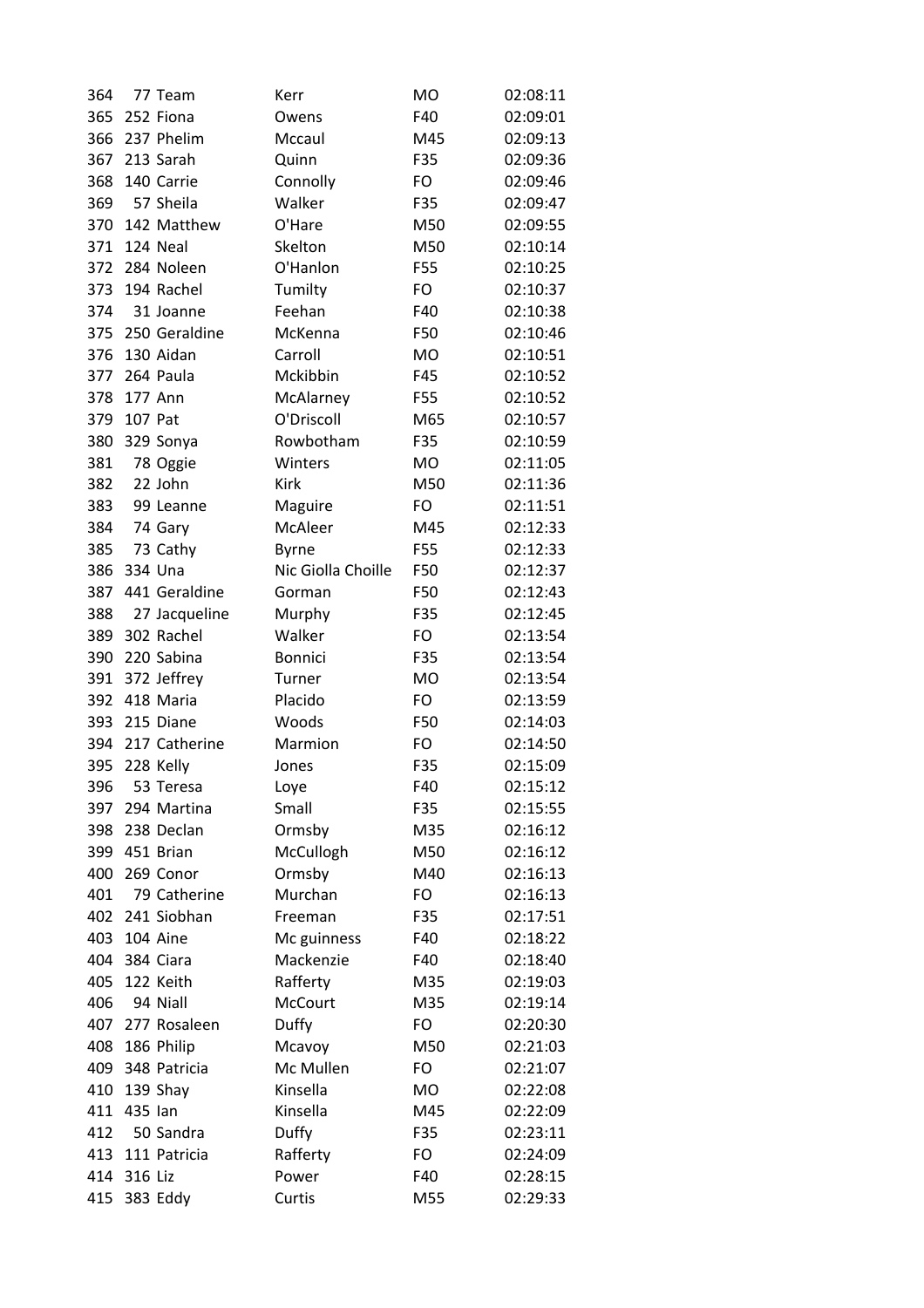| | | | | | |
|---|---|---|---|---|---|
| 364 | 77 | Team | Kerr | MO | 02:08:11 |
| 365 | 252 | Fiona | Owens | F40 | 02:09:01 |
| 366 | 237 | Phelim | Mccaul | M45 | 02:09:13 |
| 367 | 213 | Sarah | Quinn | F35 | 02:09:36 |
| 368 | 140 | Carrie | Connolly | FO | 02:09:46 |
| 369 | 57 | Sheila | Walker | F35 | 02:09:47 |
| 370 | 142 | Matthew | O'Hare | M50 | 02:09:55 |
| 371 | 124 | Neal | Skelton | M50 | 02:10:14 |
| 372 | 284 | Noleen | O'Hanlon | F55 | 02:10:25 |
| 373 | 194 | Rachel | Tumilty | FO | 02:10:37 |
| 374 | 31 | Joanne | Feehan | F40 | 02:10:38 |
| 375 | 250 | Geraldine | McKenna | F50 | 02:10:46 |
| 376 | 130 | Aidan | Carroll | MO | 02:10:51 |
| 377 | 264 | Paula | Mckibbin | F45 | 02:10:52 |
| 378 | 177 | Ann | McAlarney | F55 | 02:10:52 |
| 379 | 107 | Pat | O'Driscoll | M65 | 02:10:57 |
| 380 | 329 | Sonya | Rowbotham | F35 | 02:10:59 |
| 381 | 78 | Oggie | Winters | MO | 02:11:05 |
| 382 | 22 | John | Kirk | M50 | 02:11:36 |
| 383 | 99 | Leanne | Maguire | FO | 02:11:51 |
| 384 | 74 | Gary | McAleer | M45 | 02:12:33 |
| 385 | 73 | Cathy | Byrne | F55 | 02:12:33 |
| 386 | 334 | Una | Nic Giolla Choille | F50 | 02:12:37 |
| 387 | 441 | Geraldine | Gorman | F50 | 02:12:43 |
| 388 | 27 | Jacqueline | Murphy | F35 | 02:12:45 |
| 389 | 302 | Rachel | Walker | FO | 02:13:54 |
| 390 | 220 | Sabina | Bonnici | F35 | 02:13:54 |
| 391 | 372 | Jeffrey | Turner | MO | 02:13:54 |
| 392 | 418 | Maria | Placido | FO | 02:13:59 |
| 393 | 215 | Diane | Woods | F50 | 02:14:03 |
| 394 | 217 | Catherine | Marmion | FO | 02:14:50 |
| 395 | 228 | Kelly | Jones | F35 | 02:15:09 |
| 396 | 53 | Teresa | Loye | F40 | 02:15:12 |
| 397 | 294 | Martina | Small | F35 | 02:15:55 |
| 398 | 238 | Declan | Ormsby | M35 | 02:16:12 |
| 399 | 451 | Brian | McCullogh | M50 | 02:16:12 |
| 400 | 269 | Conor | Ormsby | M40 | 02:16:13 |
| 401 | 79 | Catherine | Murchan | FO | 02:16:13 |
| 402 | 241 | Siobhan | Freeman | F35 | 02:17:51 |
| 403 | 104 | Aine | Mc guinness | F40 | 02:18:22 |
| 404 | 384 | Ciara | Mackenzie | F40 | 02:18:40 |
| 405 | 122 | Keith | Rafferty | M35 | 02:19:03 |
| 406 | 94 | Niall | McCourt | M35 | 02:19:14 |
| 407 | 277 | Rosaleen | Duffy | FO | 02:20:30 |
| 408 | 186 | Philip | Mcavoy | M50 | 02:21:03 |
| 409 | 348 | Patricia | Mc Mullen | FO | 02:21:07 |
| 410 | 139 | Shay | Kinsella | MO | 02:22:08 |
| 411 | 435 | Ian | Kinsella | M45 | 02:22:09 |
| 412 | 50 | Sandra | Duffy | F35 | 02:23:11 |
| 413 | 111 | Patricia | Rafferty | FO | 02:24:09 |
| 414 | 316 | Liz | Power | F40 | 02:28:15 |
| 415 | 383 | Eddy | Curtis | M55 | 02:29:33 |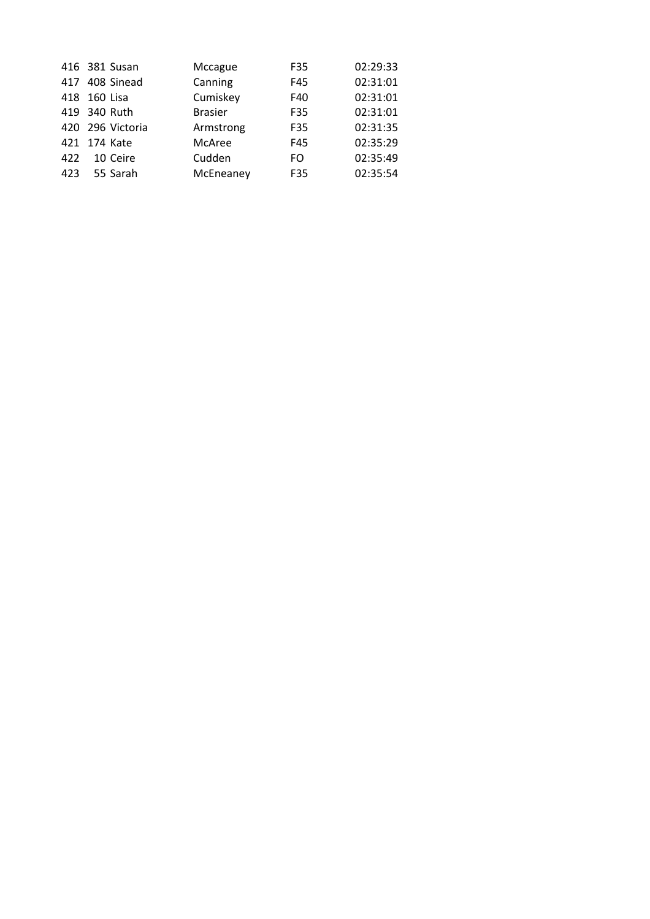| | | | | | |
|---|---|---|---|---|---|
| 416 | 381 | Susan | Mccague | F35 | 02:29:33 |
| 417 | 408 | Sinead | Canning | F45 | 02:31:01 |
| 418 | 160 | Lisa | Cumiskey | F40 | 02:31:01 |
| 419 | 340 | Ruth | Brasier | F35 | 02:31:01 |
| 420 | 296 | Victoria | Armstrong | F35 | 02:31:35 |
| 421 | 174 | Kate | McAree | F45 | 02:35:29 |
| 422 | 10 | Ceire | Cudden | FO | 02:35:49 |
| 423 | 55 | Sarah | McEneaney | F35 | 02:35:54 |